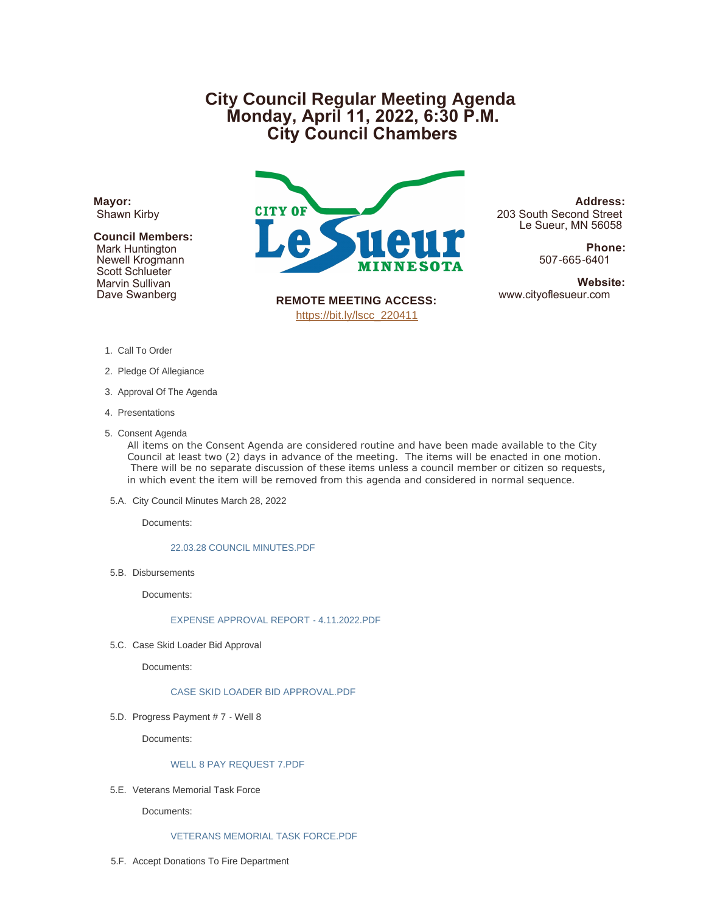# City Council Regular Meeting Agenda
# Monday, April 11, 2022, 6:30 P.M.
# City Council Chambers

**Mayor:**
Shawn Kirby

**Council Members:**
Mark Huntington
Newell Krogmann
Scott Schlueter
Marvin Sullivan
Dave Swanberg

CITY OF Le Sueur MINNESOTA

**REMOTE MEETING ACCESS:**
https://bit.ly/lscc_220411

**Address:**
203 South Second Street
Le Sueur, MN 56058

**Phone:**
507-665-6401

**Website:**
www.cityoflesueur.com

1. Call To Order
2. Pledge Of Allegiance
3. Approval Of The Agenda
4. Presentations
5. Consent Agenda

   All items on the Consent Agenda are considered routine and have been made available to the City Council at least two (2) days in advance of the meeting. The items will be enacted in one motion. There will be no separate discussion of these items unless a council member or citizen so requests, in which event the item will be removed from this agenda and considered in normal sequence.

5.A. City Council Minutes March 28, 2022

Documents:

22.03.28 COUNCIL MINUTES.PDF

5.B. Disbursements

Documents:

EXPENSE APPROVAL REPORT - 4.11.2022.PDF

5.C. Case Skid Loader Bid Approval

Documents:

CASE SKID LOADER BID APPROVAL.PDF

5.D. Progress Payment # 7 - Well 8

Documents:

WELL 8 PAY REQUEST 7.PDF

5.E. Veterans Memorial Task Force

Documents:

VETERANS MEMORIAL TASK FORCE.PDF

5.F. Accept Donations To Fire Department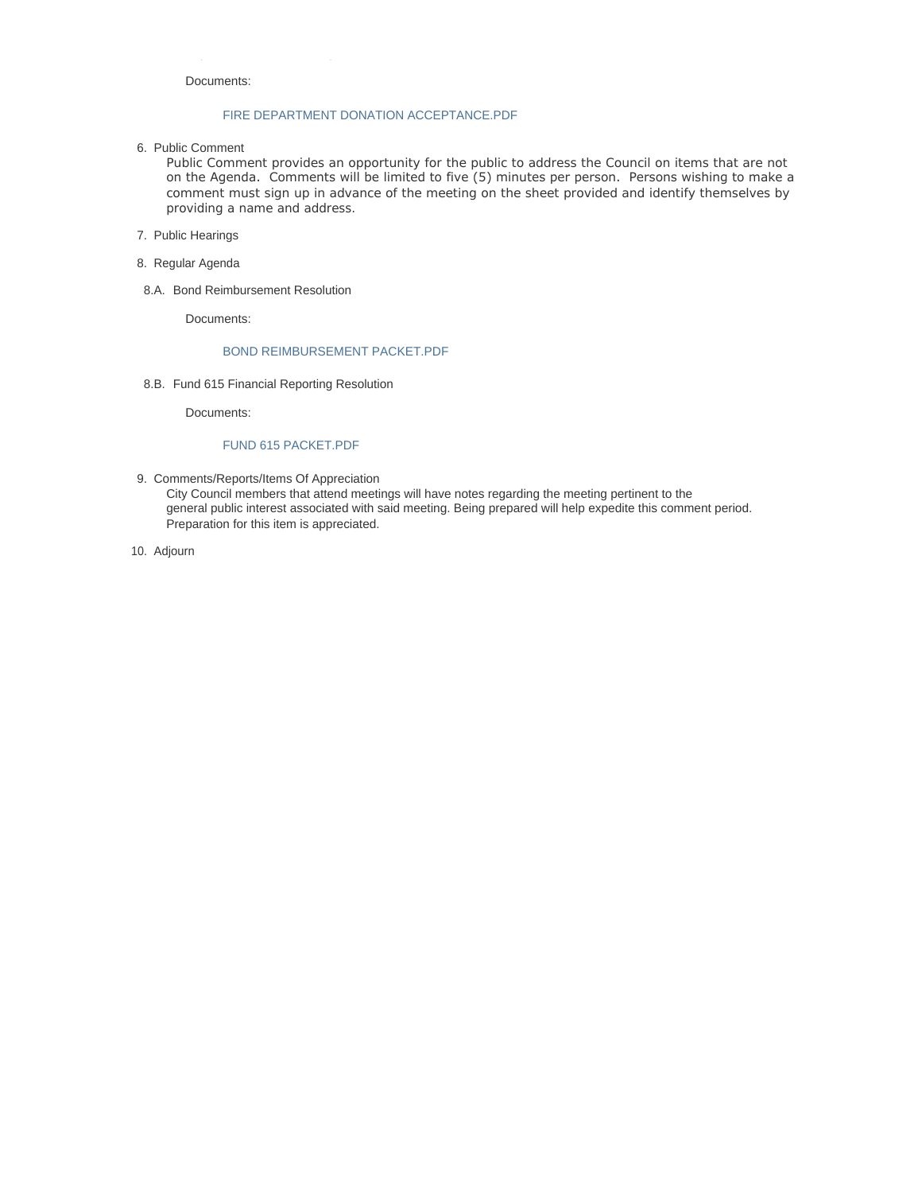Documents:

FIRE DEPARTMENT DONATION ACCEPTANCE.PDF

6. Public Comment

   Public Comment provides an opportunity for the public to address the Council on items that are not on the Agenda. Comments will be limited to five (5) minutes per person. Persons wishing to make a comment must sign up in advance of the meeting on the sheet provided and identify themselves by providing a name and address.

7. Public Hearings

8. Regular Agenda

8.A. Bond Reimbursement Resolution

Documents:

BOND REIMBURSEMENT PACKET.PDF

8.B. Fund 615 Financial Reporting Resolution

Documents:

FUND 615 PACKET.PDF

9. Comments/Reports/Items Of Appreciation

   City Council members that attend meetings will have notes regarding the meeting pertinent to the general public interest associated with said meeting. Being prepared will help expedite this comment period. Preparation for this item is appreciated.

10. Adjourn